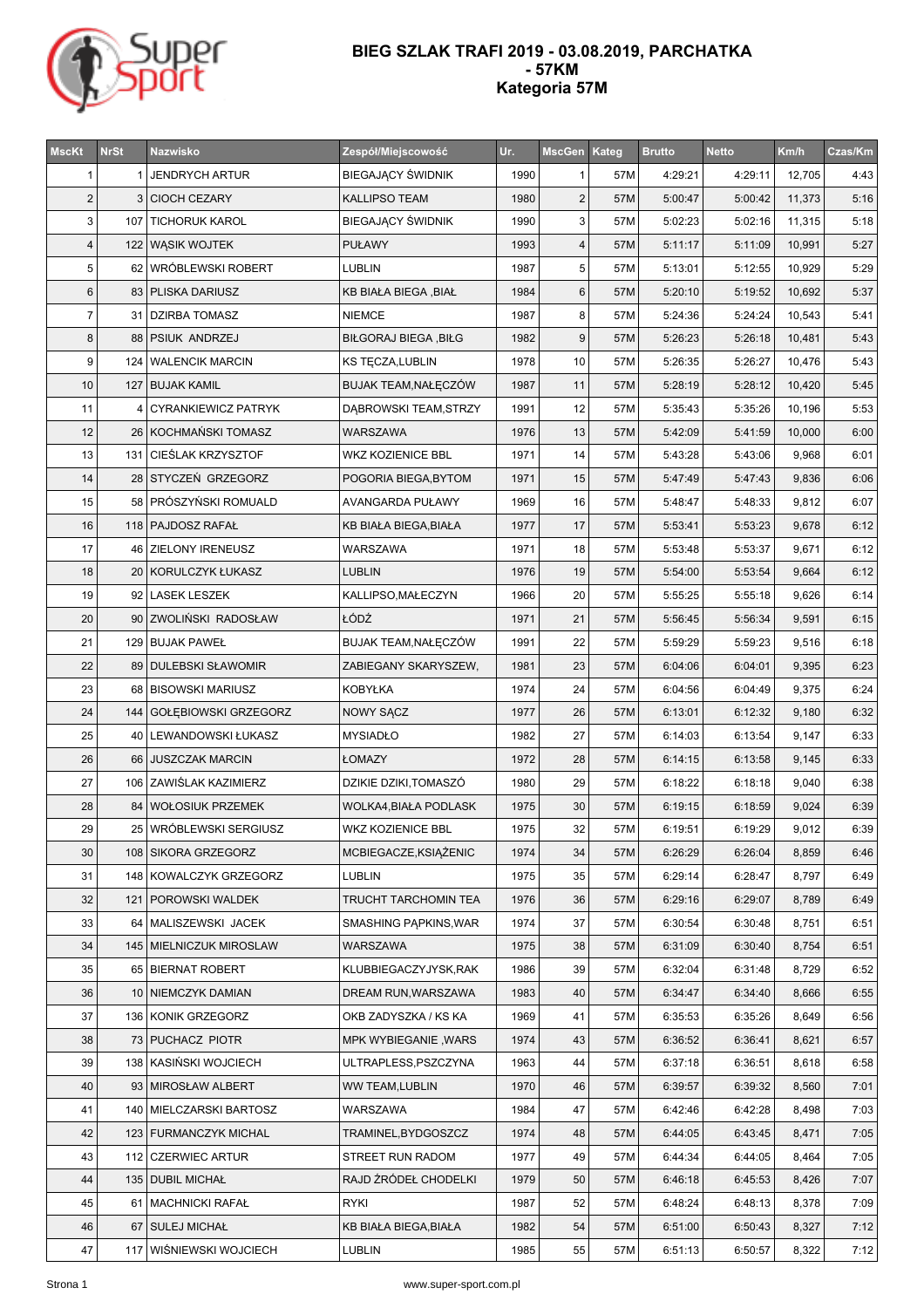# BIEG SZLAK TRAFI 2019 - 03.08.2019, PARCHATKA - 57KM
## Kategoria 57M

| MscKt | NrSt | Nazwisko | Zespół/Miejscowość | Ur. | MscGen | Kateg | Brutto | Netto | Km/h | Czas/Km |
|---|---|---|---|---|---|---|---|---|---|---|
| 1 | 1 | JENDRYCH ARTUR | BIEGAJĄCY ŚWIDNIK | 1990 | 1 | 57M | 4:29:21 | 4:29:11 | 12,705 | 4:43 |
| 2 | 3 | CIOCH CEZARY | KALLIPSO TEAM | 1980 | 2 | 57M | 5:00:47 | 5:00:42 | 11,373 | 5:16 |
| 3 | 107 | TICHORUK KAROL | BIEGAJĄCY ŚWIDNIK | 1990 | 3 | 57M | 5:02:23 | 5:02:16 | 11,315 | 5:18 |
| 4 | 122 | WĄSIK WOJTEK | PUŁAWY | 1993 | 4 | 57M | 5:11:17 | 5:11:09 | 10,991 | 5:27 |
| 5 | 62 | WRÓBLEWSKI ROBERT | LUBLIN | 1987 | 5 | 57M | 5:13:01 | 5:12:55 | 10,929 | 5:29 |
| 6 | 83 | PLISKA DARIUSZ | KB BIAŁA BIEGA ,BIAŁ | 1984 | 6 | 57M | 5:20:10 | 5:19:52 | 10,692 | 5:37 |
| 7 | 31 | DZIRBA TOMASZ | NIEMCE | 1987 | 8 | 57M | 5:24:36 | 5:24:24 | 10,543 | 5:41 |
| 8 | 88 | PSIUK ANDRZEJ | BIŁGORAJ BIEGA ,BIŁG | 1982 | 9 | 57M | 5:26:23 | 5:26:18 | 10,481 | 5:43 |
| 9 | 124 | WALENCIK MARCIN | KS TĘCZA,LUBLIN | 1978 | 10 | 57M | 5:26:35 | 5:26:27 | 10,476 | 5:43 |
| 10 | 127 | BUJAK KAMIL | BUJAK TEAM,NAŁĘCZÓW | 1987 | 11 | 57M | 5:28:19 | 5:28:12 | 10,420 | 5:45 |
| 11 | 4 | CYRANKIEWICZ PATRYK | DĄBROWSKI TEAM,STRZY | 1991 | 12 | 57M | 5:35:43 | 5:35:26 | 10,196 | 5:53 |
| 12 | 26 | KOCHMAŃSKI TOMASZ | WARSZAWA | 1976 | 13 | 57M | 5:42:09 | 5:41:59 | 10,000 | 6:00 |
| 13 | 131 | CIEŚLAK KRZYSZTOF | WKZ KOZIENICE BBL | 1971 | 14 | 57M | 5:43:28 | 5:43:06 | 9,968 | 6:01 |
| 14 | 28 | STYCZEŃ GRZEGORZ | POGORIA BIEGA,BYTOM | 1971 | 15 | 57M | 5:47:49 | 5:47:43 | 9,836 | 6:06 |
| 15 | 58 | PRÓSZYŃSKI ROMUALD | AVANGARDA PUŁAWY | 1969 | 16 | 57M | 5:48:47 | 5:48:33 | 9,812 | 6:07 |
| 16 | 118 | PAJDOSZ RAFAŁ | KB BIAŁA BIEGA,BIAŁA | 1977 | 17 | 57M | 5:53:41 | 5:53:23 | 9,678 | 6:12 |
| 17 | 46 | ZIELONY IRENEUSZ | WARSZAWA | 1971 | 18 | 57M | 5:53:48 | 5:53:37 | 9,671 | 6:12 |
| 18 | 20 | KORULCZYK ŁUKASZ | LUBLIN | 1976 | 19 | 57M | 5:54:00 | 5:53:54 | 9,664 | 6:12 |
| 19 | 92 | LASEK LESZEK | KALLIPSO,MAŁECZYN | 1966 | 20 | 57M | 5:55:25 | 5:55:18 | 9,626 | 6:14 |
| 20 | 90 | ZWOLIŃSKI RADOSŁAW | ŁÓDŹ | 1971 | 21 | 57M | 5:56:45 | 5:56:34 | 9,591 | 6:15 |
| 21 | 129 | BUJAK PAWEŁ | BUJAK TEAM,NAŁĘCZÓW | 1991 | 22 | 57M | 5:59:29 | 5:59:23 | 9,516 | 6:18 |
| 22 | 89 | DULEBSKI SŁAWOMIR | ZABIEGANY SKARYSZEW, | 1981 | 23 | 57M | 6:04:06 | 6:04:01 | 9,395 | 6:23 |
| 23 | 68 | BISOWSKI MARIUSZ | KOBYŁKA | 1974 | 24 | 57M | 6:04:56 | 6:04:49 | 9,375 | 6:24 |
| 24 | 144 | GOŁĘBIOWSKI GRZEGORZ | NOWY SĄCZ | 1977 | 26 | 57M | 6:13:01 | 6:12:32 | 9,180 | 6:32 |
| 25 | 40 | LEWANDOWSKI ŁUKASZ | MYSIADŁO | 1982 | 27 | 57M | 6:14:03 | 6:13:54 | 9,147 | 6:33 |
| 26 | 66 | JUSZCZAK MARCIN | ŁOMAZY | 1972 | 28 | 57M | 6:14:15 | 6:13:58 | 9,145 | 6:33 |
| 27 | 106 | ZAWIŚLAK KAZIMIERZ | DZIKIE DZIKI,TOMASZÓ | 1980 | 29 | 57M | 6:18:22 | 6:18:18 | 9,040 | 6:38 |
| 28 | 84 | WOŁOSIUK PRZEMEK | WOLKA4,BIAŁA PODLASK | 1975 | 30 | 57M | 6:19:15 | 6:18:59 | 9,024 | 6:39 |
| 29 | 25 | WRÓBLEWSKI SERGIUSZ | WKZ KOZIENICE BBL | 1975 | 32 | 57M | 6:19:51 | 6:19:29 | 9,012 | 6:39 |
| 30 | 108 | SIKORA GRZEGORZ | MCBIEGACZE,KSIĄŻENIC | 1974 | 34 | 57M | 6:26:29 | 6:26:04 | 8,859 | 6:46 |
| 31 | 148 | KOWALCZYK GRZEGORZ | LUBLIN | 1975 | 35 | 57M | 6:29:14 | 6:28:47 | 8,797 | 6:49 |
| 32 | 121 | POROWSKI WALDEK | TRUCHT TARCHOMIN TEA | 1976 | 36 | 57M | 6:29:16 | 6:29:07 | 8,789 | 6:49 |
| 33 | 64 | MALISZEWSKI JACEK | SMASHING PĄPKINS,WAR | 1974 | 37 | 57M | 6:30:54 | 6:30:48 | 8,751 | 6:51 |
| 34 | 145 | MIELNICZUK MIROSLAW | WARSZAWA | 1975 | 38 | 57M | 6:31:09 | 6:30:40 | 8,754 | 6:51 |
| 35 | 65 | BIERNAT ROBERT | KLUBBIEGACZYJYSK,RAK | 1986 | 39 | 57M | 6:32:04 | 6:31:48 | 8,729 | 6:52 |
| 36 | 10 | NIEMCZYK DAMIAN | DREAM RUN,WARSZAWA | 1983 | 40 | 57M | 6:34:47 | 6:34:40 | 8,666 | 6:55 |
| 37 | 136 | KONIK GRZEGORZ | OKB ZADYSZKA / KS KA | 1969 | 41 | 57M | 6:35:53 | 6:35:26 | 8,649 | 6:56 |
| 38 | 73 | PUCHACZ PIOTR | MPK WYBIEGANIE ,WARS | 1974 | 43 | 57M | 6:36:52 | 6:36:41 | 8,621 | 6:57 |
| 39 | 138 | KASIŃSKI WOJCIECH | ULTRAPLESS,PSZCZYNA | 1963 | 44 | 57M | 6:37:18 | 6:36:51 | 8,618 | 6:58 |
| 40 | 93 | MIROSŁAW ALBERT | WW TEAM,LUBLIN | 1970 | 46 | 57M | 6:39:57 | 6:39:32 | 8,560 | 7:01 |
| 41 | 140 | MIELCZARSKI BARTOSZ | WARSZAWA | 1984 | 47 | 57M | 6:42:46 | 6:42:28 | 8,498 | 7:03 |
| 42 | 123 | FURMANCZYK MICHAL | TRAMINEL,BYDGOSZCZ | 1974 | 48 | 57M | 6:44:05 | 6:43:45 | 8,471 | 7:05 |
| 43 | 112 | CZERWIEC ARTUR | STREET RUN RADOM | 1977 | 49 | 57M | 6:44:34 | 6:44:05 | 8,464 | 7:05 |
| 44 | 135 | DUBIL MICHAŁ | RAJD ŹRÓDEŁ CHODELKI | 1979 | 50 | 57M | 6:46:18 | 6:45:53 | 8,426 | 7:07 |
| 45 | 61 | MACHNICKI RAFAŁ | RYKI | 1987 | 52 | 57M | 6:48:24 | 6:48:13 | 8,378 | 7:09 |
| 46 | 67 | SULEJ MICHAŁ | KB BIAŁA BIEGA,BIAŁA | 1982 | 54 | 57M | 6:51:00 | 6:50:43 | 8,327 | 7:12 |
| 47 | 117 | WIŚNIEWSKI WOJCIECH | LUBLIN | 1985 | 55 | 57M | 6:51:13 | 6:50:57 | 8,322 | 7:12 |

www.super-sport.com.pl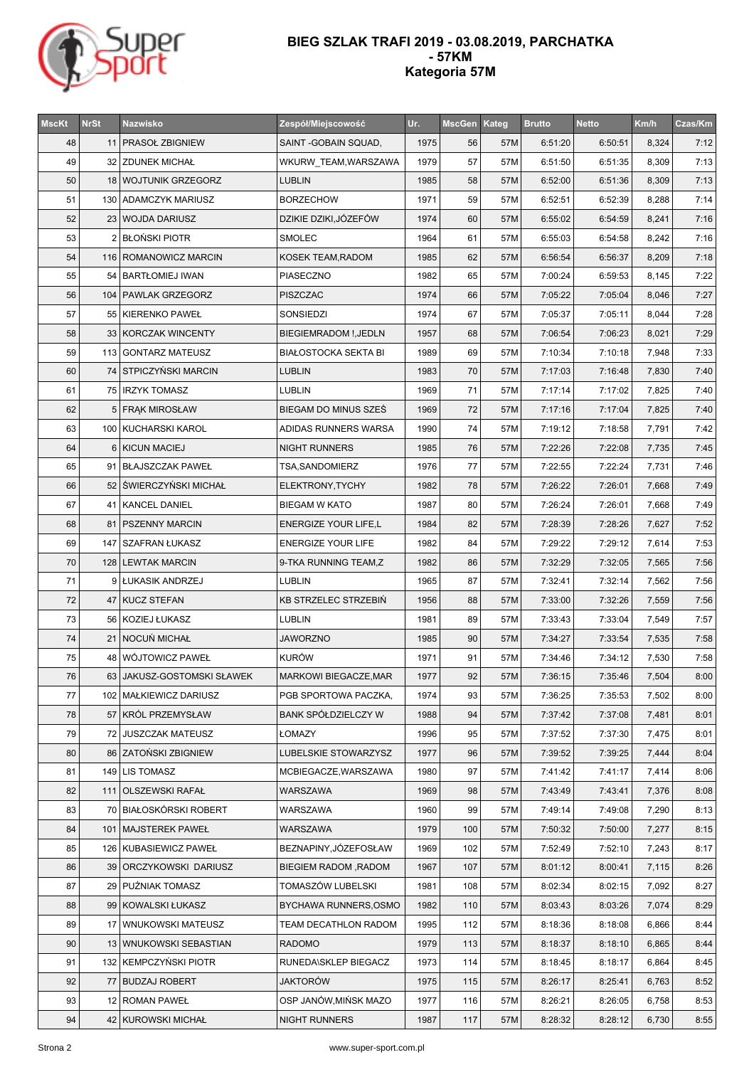# BIEG SZLAK TRAFI 2019 - 03.08.2019, PARCHATKA - 57KM
## Kategoria 57M

| MscKt | NrSt | Nazwisko | Zespół/Miejscowość | Ur. | MscGen | Kateg | Brutto | Netto | Km/h | Czas/Km |
|---|---|---|---|---|---|---|---|---|---|---|
| 48 | 11 | PRASOŁ ZBIGNIEW | SAINT -GOBAIN SQUAD, | 1975 | 56 | 57M | 6:51:20 | 6:50:51 | 8,324 | 7:12 |
| 49 | 32 | ZDUNEK MICHAŁ | WKURW_TEAM,WARSZAWA | 1979 | 57 | 57M | 6:51:50 | 6:51:35 | 8,309 | 7:13 |
| 50 | 18 | WOJTUNIK GRZEGORZ | LUBLIN | 1985 | 58 | 57M | 6:52:00 | 6:51:36 | 8,309 | 7:13 |
| 51 | 130 | ADAMCZYK MARIUSZ | BORZECHOW | 1971 | 59 | 57M | 6:52:51 | 6:52:39 | 8,288 | 7:14 |
| 52 | 23 | WOJDA DARIUSZ | DZIKIE DZIKI,JÓZEFÓW | 1974 | 60 | 57M | 6:55:02 | 6:54:59 | 8,241 | 7:16 |
| 53 | 2 | BŁOŃSKI PIOTR | SMOLEC | 1964 | 61 | 57M | 6:55:03 | 6:54:58 | 8,242 | 7:16 |
| 54 | 116 | ROMANOWICZ MARCIN | KOSEK TEAM,RADOM | 1985 | 62 | 57M | 6:56:54 | 6:56:37 | 8,209 | 7:18 |
| 55 | 54 | BARTŁOMIEJ IWAN | PIASECZNO | 1982 | 65 | 57M | 7:00:24 | 6:59:53 | 8,145 | 7:22 |
| 56 | 104 | PAWLAK GRZEGORZ | PISZCZAC | 1974 | 66 | 57M | 7:05:22 | 7:05:04 | 8,046 | 7:27 |
| 57 | 55 | KIERENKO PAWEŁ | SONSIEDZI | 1974 | 67 | 57M | 7:05:37 | 7:05:11 | 8,044 | 7:28 |
| 58 | 33 | KORCZAK WINCENTY | BIEGIEMRADOM !,JEDLN | 1957 | 68 | 57M | 7:06:54 | 7:06:23 | 8,021 | 7:29 |
| 59 | 113 | GONTARZ MATEUSZ | BIAŁOSTOCKA SEKTA BI | 1989 | 69 | 57M | 7:10:34 | 7:10:18 | 7,948 | 7:33 |
| 60 | 74 | STPICZYŃSKI MARCIN | LUBLIN | 1983 | 70 | 57M | 7:17:03 | 7:16:48 | 7,830 | 7:40 |
| 61 | 75 | IRZYK TOMASZ | LUBLIN | 1969 | 71 | 57M | 7:17:14 | 7:17:02 | 7,825 | 7:40 |
| 62 | 5 | FRĄK MIROSŁAW | BIEGAM DO MINUS SZEŚ | 1969 | 72 | 57M | 7:17:16 | 7:17:04 | 7,825 | 7:40 |
| 63 | 100 | KUCHARSKI KAROL | ADIDAS RUNNERS WARSA | 1990 | 74 | 57M | 7:19:12 | 7:18:58 | 7,791 | 7:42 |
| 64 | 6 | KICUN MACIEJ | NIGHT RUNNERS | 1985 | 76 | 57M | 7:22:26 | 7:22:08 | 7,735 | 7:45 |
| 65 | 91 | BŁAJSZCZAK PAWEŁ | TSA,SANDOMIERZ | 1976 | 77 | 57M | 7:22:55 | 7:22:24 | 7,731 | 7:46 |
| 66 | 52 | ŚWIERCZYŃSKI MICHAŁ | ELEKTRONY,TYCHY | 1982 | 78 | 57M | 7:26:22 | 7:26:01 | 7,668 | 7:49 |
| 67 | 41 | KANCEL DANIEL | BIEGAM W KATO | 1987 | 80 | 57M | 7:26:24 | 7:26:01 | 7,668 | 7:49 |
| 68 | 81 | PSZENNY MARCIN | ENERGIZE YOUR LIFE,L | 1984 | 82 | 57M | 7:28:39 | 7:28:26 | 7,627 | 7:52 |
| 69 | 147 | SZAFRAN ŁUKASZ | ENERGIZE YOUR LIFE | 1982 | 84 | 57M | 7:29:22 | 7:29:12 | 7,614 | 7:53 |
| 70 | 128 | LEWTAK MARCIN | 9-TKA RUNNING TEAM,Z | 1982 | 86 | 57M | 7:32:29 | 7:32:05 | 7,565 | 7:56 |
| 71 | 9 | ŁUKASIK ANDRZEJ | LUBLIN | 1965 | 87 | 57M | 7:32:41 | 7:32:14 | 7,562 | 7:56 |
| 72 | 47 | KUCZ STEFAN | KB STRZELEC STRZEBIŃ | 1956 | 88 | 57M | 7:33:00 | 7:32:26 | 7,559 | 7:56 |
| 73 | 56 | KOZIEJ ŁUKASZ | LUBLIN | 1981 | 89 | 57M | 7:33:43 | 7:33:04 | 7,549 | 7:57 |
| 74 | 21 | NOCUŃ MICHAŁ | JAWORZNO | 1985 | 90 | 57M | 7:34:27 | 7:33:54 | 7,535 | 7:58 |
| 75 | 48 | WÓJTOWICZ PAWEŁ | KURÓW | 1971 | 91 | 57M | 7:34:46 | 7:34:12 | 7,530 | 7:58 |
| 76 | 63 | JAKUSZ-GOSTOMSKI SŁAWEK | MARKOWI BIEGACZE,MAR | 1977 | 92 | 57M | 7:36:15 | 7:35:46 | 7,504 | 8:00 |
| 77 | 102 | MAŁKIEWICZ DARIUSZ | PGB SPORTOWA PACZKA, | 1974 | 93 | 57M | 7:36:25 | 7:35:53 | 7,502 | 8:00 |
| 78 | 57 | KRÓL PRZEMYSŁAW | BANK SPÓŁDZIELCZY W | 1988 | 94 | 57M | 7:37:42 | 7:37:08 | 7,481 | 8:01 |
| 79 | 72 | JUSZCZAK MATEUSZ | ŁOMAZY | 1996 | 95 | 57M | 7:37:52 | 7:37:30 | 7,475 | 8:01 |
| 80 | 86 | ZATOŃSKI ZBIGNIEW | LUBELSKIE STOWARZYSZ | 1977 | 96 | 57M | 7:39:52 | 7:39:25 | 7,444 | 8:04 |
| 81 | 149 | LIS TOMASZ | MCBIEGACZE,WARSZAWA | 1980 | 97 | 57M | 7:41:42 | 7:41:17 | 7,414 | 8:06 |
| 82 | 111 | OLSZEWSKI RAFAŁ | WARSZAWA | 1969 | 98 | 57M | 7:43:49 | 7:43:41 | 7,376 | 8:08 |
| 83 | 70 | BIAŁOSKÓRSKI ROBERT | WARSZAWA | 1960 | 99 | 57M | 7:49:14 | 7:49:08 | 7,290 | 8:13 |
| 84 | 101 | MAJSTEREK PAWEŁ | WARSZAWA | 1979 | 100 | 57M | 7:50:32 | 7:50:00 | 7,277 | 8:15 |
| 85 | 126 | KUBASIEWICZ PAWEŁ | BEZNAPINY,JÓZEFOSŁAW | 1969 | 102 | 57M | 7:52:49 | 7:52:10 | 7,243 | 8:17 |
| 86 | 39 | ORCZYKOWSKI DARIUSZ | BIEGIEM RADOM ,RADOM | 1967 | 107 | 57M | 8:01:12 | 8:00:41 | 7,115 | 8:26 |
| 87 | 29 | PUŹNIAK TOMASZ | TOMASZÓW LUBELSKI | 1981 | 108 | 57M | 8:02:34 | 8:02:15 | 7,092 | 8:27 |
| 88 | 99 | KOWALSKI ŁUKASZ | BYCHAWA RUNNERS,OSMO | 1982 | 110 | 57M | 8:03:43 | 8:03:26 | 7,074 | 8:29 |
| 89 | 17 | WNUKOWSKI MATEUSZ | TEAM DECATHLON RADOM | 1995 | 112 | 57M | 8:18:36 | 8:18:08 | 6,866 | 8:44 |
| 90 | 13 | WNUKOWSKI SEBASTIAN | RADOMO | 1979 | 113 | 57M | 8:18:37 | 8:18:10 | 6,865 | 8:44 |
| 91 | 132 | KEMPCZYŃSKI PIOTR | RUNEDA\SKLEP BIEGACZ | 1973 | 114 | 57M | 8:18:45 | 8:18:17 | 6,864 | 8:45 |
| 92 | 77 | BUDZAJ ROBERT | JAKTORÓW | 1975 | 115 | 57M | 8:26:17 | 8:25:41 | 6,763 | 8:52 |
| 93 | 12 | ROMAN PAWEŁ | OSP JANÓW,MIŃSK MAZO | 1977 | 116 | 57M | 8:26:21 | 8:26:05 | 6,758 | 8:53 |
| 94 | 42 | KUROWSKI MICHAŁ | NIGHT RUNNERS | 1987 | 117 | 57M | 8:28:32 | 8:28:12 | 6,730 | 8:55 |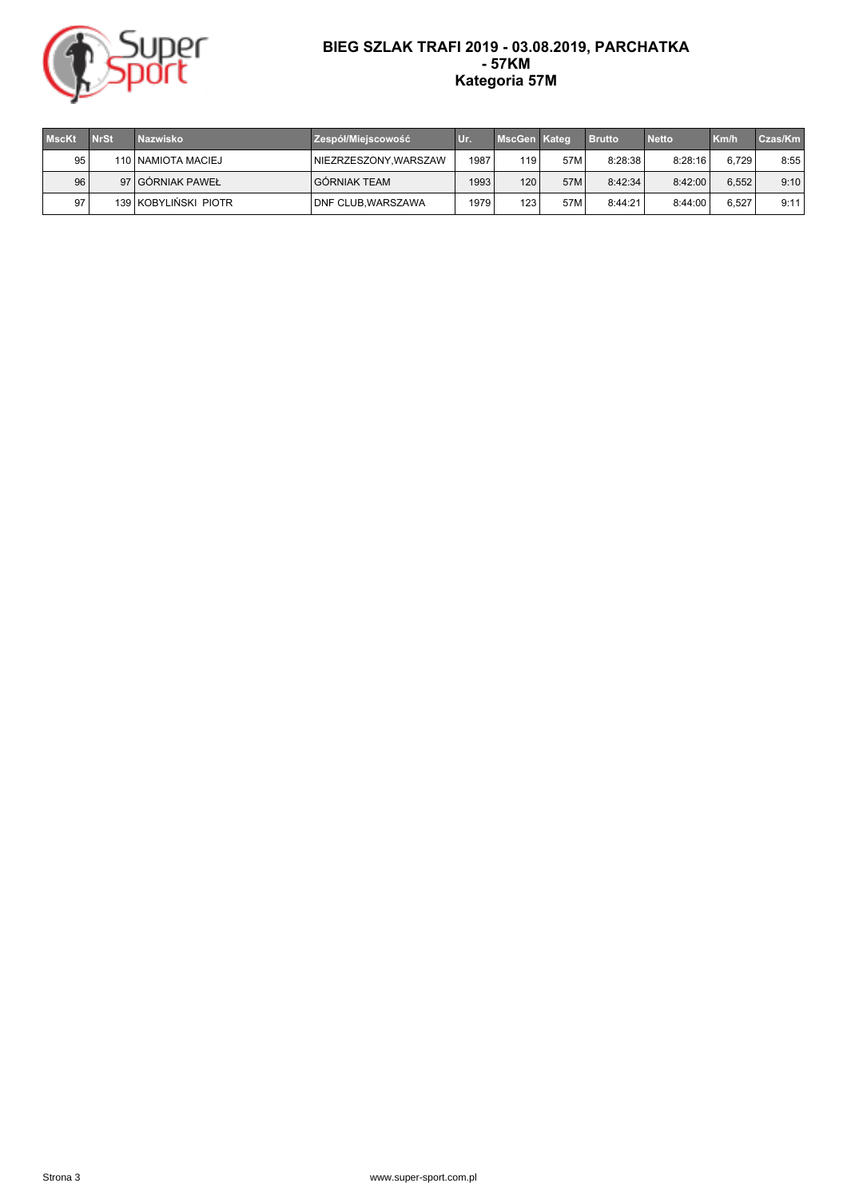# BIEG SZLAK TRAFI 2019 - 03.08.2019, PARCHATKA - 57KM

## Kategoria 57M

| MscKt | NrSt | Nazwisko | Zespół/Miejscowość | Ur. | MscGen | Kateg | Brutto | Netto | Km/h | Czas/Km |
|---|---|---|---|---|---|---|---|---|---|---|
| 95 | 110 | NAMIOTA MACIEJ | NIEZRZESZONY,WARSZAW | 1987 | 119 | 57M | 8:28:38 | 8:28:16 | 6,729 | 8:55 |
| 96 | 97 | GÓRNIAK PAWEŁ | GÓRNIAK TEAM | 1993 | 120 | 57M | 8:42:34 | 8:42:00 | 6,552 | 9:10 |
| 97 | 139 | KOBYLIŃSKI PIOTR | DNF CLUB,WARSZAWA | 1979 | 123 | 57M | 8:44:21 | 8:44:00 | 6,527 | 9:11 |

www.super-sport.com.pl